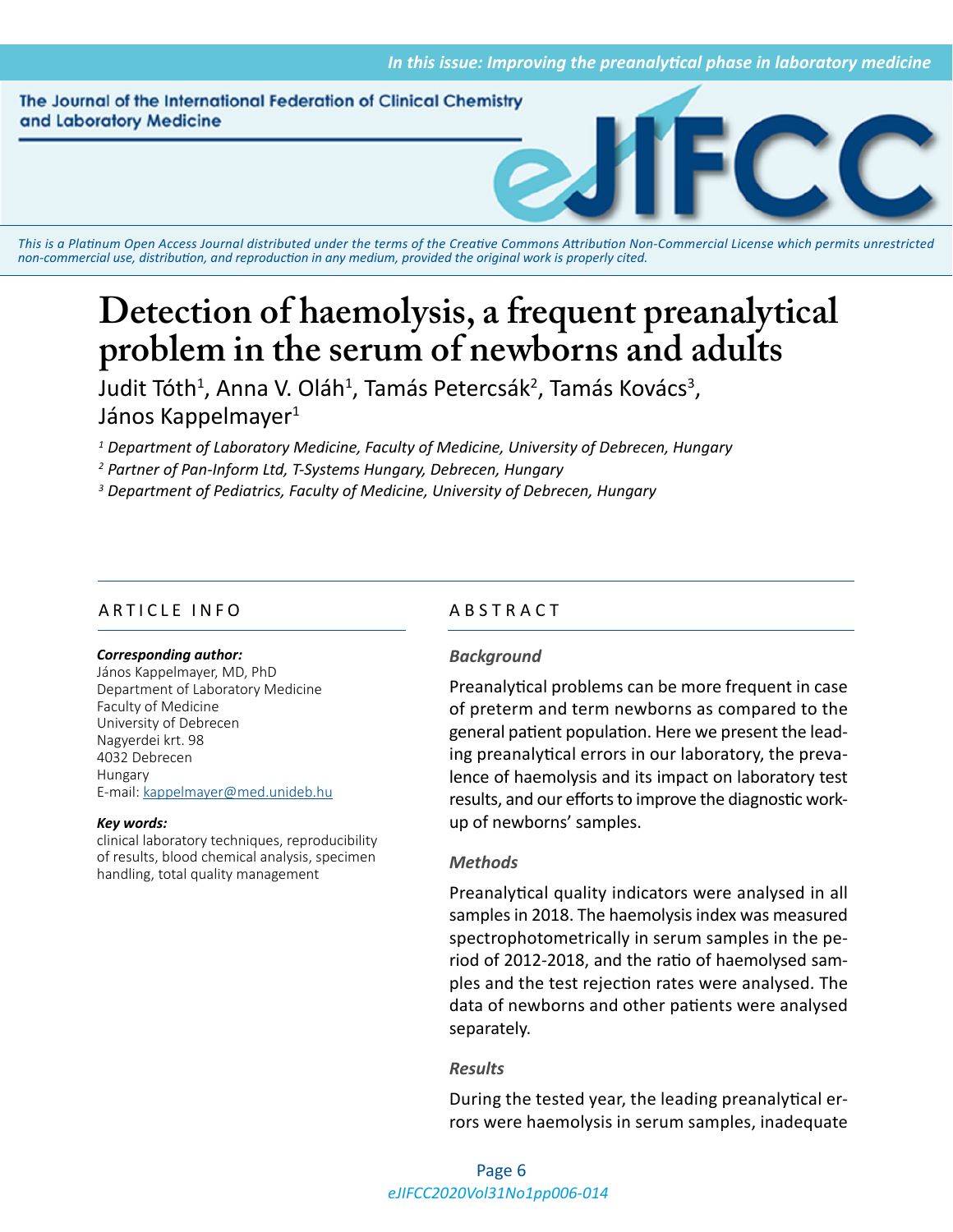# Detection of haemolysis, a frequent preanalytical problem in the serum of newborns and adults

Judit Tóth[1], Anna V. Oláh[1], Tamás Petercsák[2], Tamás Kovács[3], János Kappelmayer[1]

[1] Department of Laboratory Medicine, Faculty of Medicine, University of Debrecen, Hungary

[2] Partner of Pan-Inform Ltd, T-Systems Hungary, Debrecen, Hungary

[3] Department of Pediatrics, Faculty of Medicine, University of Debrecen, Hungary

## ARTICLE INFO

***Corresponding author:***

János Kappelmayer, MD, PhD
Department of Laboratory Medicine
Faculty of Medicine
University of Debrecen
Nagyerdei krt. 98
4032 Debrecen
Hungary
E-mail: kappelmayer@med.unideb.hu

***Key words:***

clinical laboratory techniques, reproducibility of results, blood chemical analysis, specimen handling, total quality management

## ABSTRACT

### *Background*

Preanalytical problems can be more frequent in case of preterm and term newborns as compared to the general patient population. Here we present the leading preanalytical errors in our laboratory, the prevalence of haemolysis and its impact on laboratory test results, and our efforts to improve the diagnostic work-up of newborns' samples.

### *Methods*

Preanalytical quality indicators were analysed in all samples in 2018. The haemolysis index was measured spectrophotometrically in serum samples in the period of 2012-2018, and the ratio of haemolysed samples and the test rejection rates were analysed. The data of newborns and other patients were analysed separately.

### *Results*

During the tested year, the leading preanalytical errors were haemolysis in serum samples, inadequate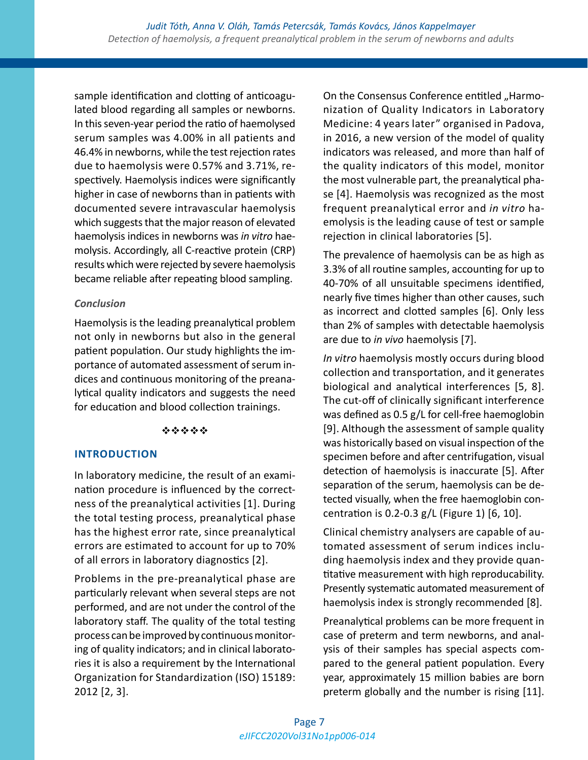sample identification and clotting of anticoagulated blood regarding all samples or newborns. In this seven-year period the ratio of haemolysed serum samples was 4.00% in all patients and 46.4% in newborns, while the test rejection rates due to haemolysis were 0.57% and 3.71%, respectively. Haemolysis indices were significantly higher in case of newborns than in patients with documented severe intravascular haemolysis which suggests that the major reason of elevated haemolysis indices in newborns was *in vitro* haemolysis. Accordingly, all C-reactive protein (CRP) results which were rejected by severe haemolysis became reliable after repeating blood sampling.

### *Conclusion*

Haemolysis is the leading preanalytical problem not only in newborns but also in the general patient population. Our study highlights the importance of automated assessment of serum indices and continuous monitoring of the preanalytical quality indicators and suggests the need for education and blood collection trainings.

❖❖❖❖❖

## INTRODUCTION

In laboratory medicine, the result of an examination procedure is influenced by the correctness of the preanalytical activities [1]. During the total testing process, preanalytical phase has the highest error rate, since preanalytical errors are estimated to account for up to 70% of all errors in laboratory diagnostics [2].

Problems in the pre-preanalytical phase are particularly relevant when several steps are not performed, and are not under the control of the laboratory staff. The quality of the total testing process can be improved by continuous monitoring of quality indicators; and in clinical laboratories it is also a requirement by the International Organization for Standardization (ISO) 15189: 2012 [2, 3].

On the Consensus Conference entitled „Harmonization of Quality Indicators in Laboratory Medicine: 4 years later" organised in Padova, in 2016, a new version of the model of quality indicators was released, and more than half of the quality indicators of this model, monitor the most vulnerable part, the preanalytical phase [4]. Haemolysis was recognized as the most frequent preanalytical error and *in vitro* haemolysis is the leading cause of test or sample rejection in clinical laboratories [5].

The prevalence of haemolysis can be as high as 3.3% of all routine samples, accounting for up to 40-70% of all unsuitable specimens identified, nearly five times higher than other causes, such as incorrect and clotted samples [6]. Only less than 2% of samples with detectable haemolysis are due to *in vivo* haemolysis [7].

*In vitro* haemolysis mostly occurs during blood collection and transportation, and it generates biological and analytical interferences [5, 8]. The cut-off of clinically significant interference was defined as 0.5 g/L for cell-free haemoglobin [9]. Although the assessment of sample quality was historically based on visual inspection of the specimen before and after centrifugation, visual detection of haemolysis is inaccurate [5]. After separation of the serum, haemolysis can be detected visually, when the free haemoglobin concentration is 0.2-0.3 g/L (Figure 1) [6, 10].

Clinical chemistry analysers are capable of automated assessment of serum indices including haemolysis index and they provide quantitative measurement with high reproducability. Presently systematic automated measurement of haemolysis index is strongly recommended [8].

Preanalytical problems can be more frequent in case of preterm and term newborns, and analysis of their samples has special aspects compared to the general patient population. Every year, approximately 15 million babies are born preterm globally and the number is rising [11].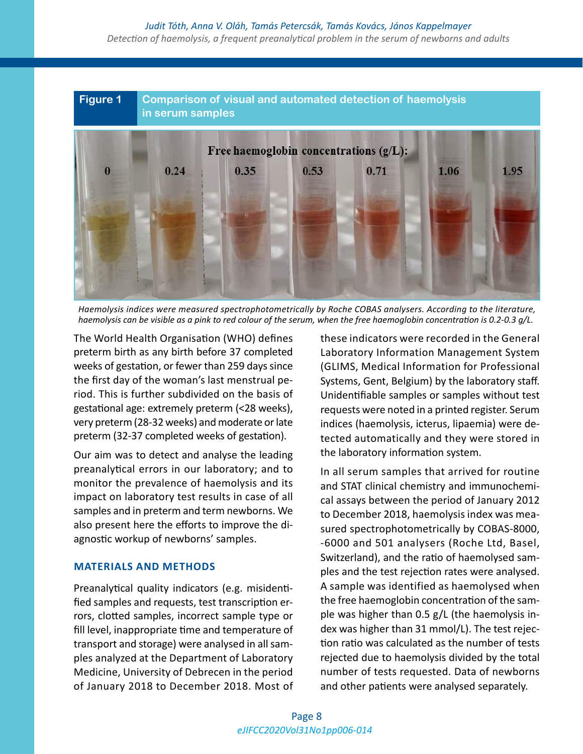**Figure 1** **Comparison of visual and automated detection of haemolysis in serum samples**

Free haemoglobin concentrations (g/L): 0, 0.24, 0.35, 0.53, 0.71, 1.06, 1.95

*Haemolysis indices were measured spectrophotometrically by Roche COBAS analysers. According to the literature, haemolysis can be visible as a pink to red colour of the serum, when the free haemoglobin concentration is 0.2-0.3 g/L.*

The World Health Organisation (WHO) defines preterm birth as any birth before 37 completed weeks of gestation, or fewer than 259 days since the first day of the woman's last menstrual period. This is further subdivided on the basis of gestational age: extremely preterm (<28 weeks), very preterm (28-32 weeks) and moderate or late preterm (32-37 completed weeks of gestation).

Our aim was to detect and analyse the leading preanalytical errors in our laboratory; and to monitor the prevalence of haemolysis and its impact on laboratory test results in case of all samples and in preterm and term newborns. We also present here the efforts to improve the diagnostic workup of newborns' samples.

## MATERIALS AND METHODS

Preanalytical quality indicators (e.g. misidentified samples and requests, test transcription errors, clotted samples, incorrect sample type or fill level, inappropriate time and temperature of transport and storage) were analysed in all samples analyzed at the Department of Laboratory Medicine, University of Debrecen in the period of January 2018 to December 2018. Most of these indicators were recorded in the General Laboratory Information Management System (GLIMS, Medical Information for Professional Systems, Gent, Belgium) by the laboratory staff. Unidentifiable samples or samples without test requests were noted in a printed register. Serum indices (haemolysis, icterus, lipaemia) were detected automatically and they were stored in the laboratory information system.

In all serum samples that arrived for routine and STAT clinical chemistry and immunochemical assays between the period of January 2012 to December 2018, haemolysis index was measured spectrophotometrically by COBAS-8000, -6000 and 501 analysers (Roche Ltd, Basel, Switzerland), and the ratio of haemolysed samples and the test rejection rates were analysed. A sample was identified as haemolysed when the free haemoglobin concentration of the sample was higher than 0.5 g/L (the haemolysis index was higher than 31 mmol/L). The test rejection ratio was calculated as the number of tests rejected due to haemolysis divided by the total number of tests requested. Data of newborns and other patients were analysed separately.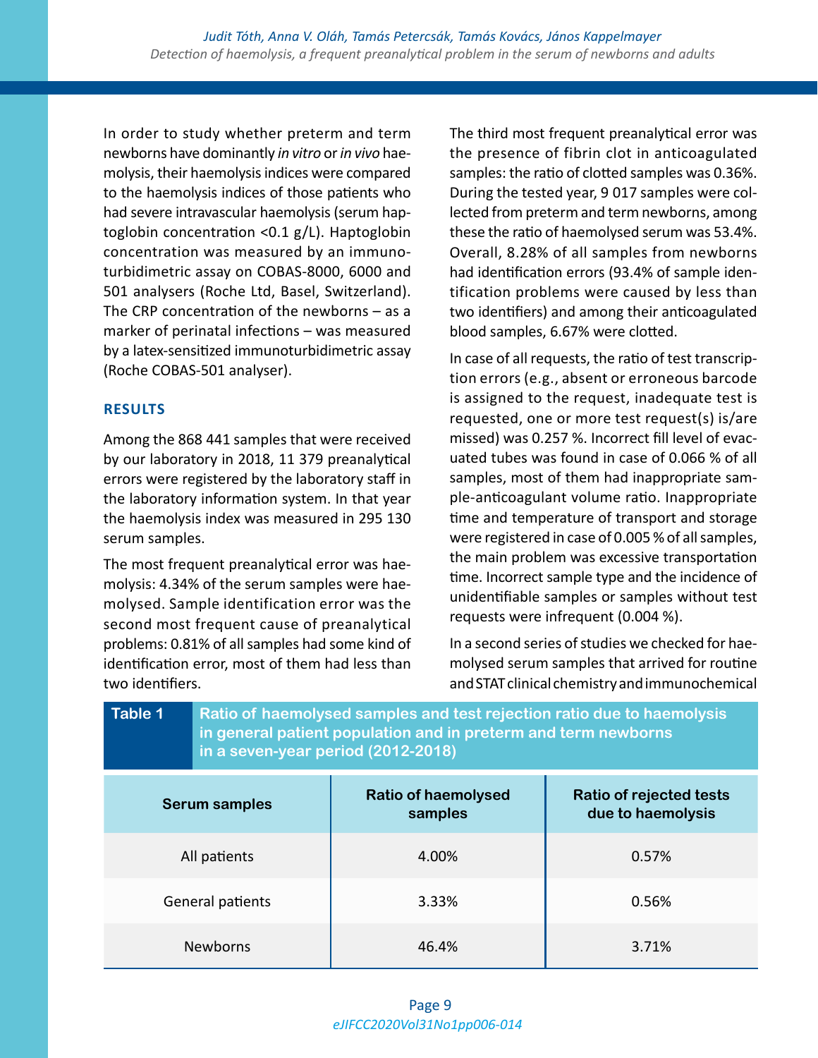In order to study whether preterm and term newborns have dominantly *in vitro* or *in vivo* haemolysis, their haemolysis indices were compared to the haemolysis indices of those patients who had severe intravascular haemolysis (serum haptoglobin concentration <0.1 g/L). Haptoglobin concentration was measured by an immunoturbidimetric assay on COBAS-8000, 6000 and 501 analysers (Roche Ltd, Basel, Switzerland). The CRP concentration of the newborns – as a marker of perinatal infections – was measured by a latex-sensitized immunoturbidimetric assay (Roche COBAS-501 analyser).

## RESULTS

Among the 868 441 samples that were received by our laboratory in 2018, 11 379 preanalytical errors were registered by the laboratory staff in the laboratory information system. In that year the haemolysis index was measured in 295 130 serum samples.

The most frequent preanalytical error was haemolysis: 4.34% of the serum samples were haemolysed. Sample identification error was the second most frequent cause of preanalytical problems: 0.81% of all samples had some kind of identification error, most of them had less than two identifiers.

The third most frequent preanalytical error was the presence of fibrin clot in anticoagulated samples: the ratio of clotted samples was 0.36%. During the tested year, 9 017 samples were collected from preterm and term newborns, among these the ratio of haemolysed serum was 53.4%. Overall, 8.28% of all samples from newborns had identification errors (93.4% of sample identification problems were caused by less than two identifiers) and among their anticoagulated blood samples, 6.67% were clotted.

In case of all requests, the ratio of test transcription errors (e.g., absent or erroneous barcode is assigned to the request, inadequate test is requested, one or more test request(s) is/are missed) was 0.257 %. Incorrect fill level of evacuated tubes was found in case of 0.066 % of all samples, most of them had inappropriate sample-anticoagulant volume ratio. Inappropriate time and temperature of transport and storage were registered in case of 0.005 % of all samples, the main problem was excessive transportation time. Incorrect sample type and the incidence of unidentifiable samples or samples without test requests were infrequent (0.004 %).

In a second series of studies we checked for haemolysed serum samples that arrived for routine and STAT clinical chemistry and immunochemical

**Table 1** Ratio of haemolysed samples and test rejection ratio due to haemolysis in general patient population and in preterm and term newborns in a seven-year period (2012-2018)

| Serum samples | Ratio of haemolysed samples | Ratio of rejected tests due to haemolysis |
|---|---|---|
| All patients | 4.00% | 0.57% |
| General patients | 3.33% | 0.56% |
| Newborns | 46.4% | 3.71% |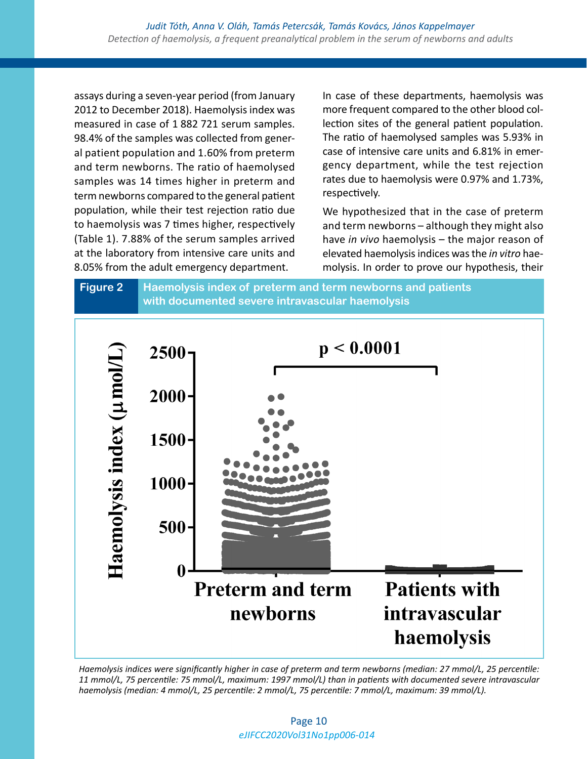assays during a seven-year period (from January 2012 to December 2018). Haemolysis index was measured in case of 1 882 721 serum samples. 98.4% of the samples was collected from general patient population and 1.60% from preterm and term newborns. The ratio of haemolysed samples was 14 times higher in preterm and term newborns compared to the general patient population, while their test rejection ratio due to haemolysis was 7 times higher, respectively (Table 1). 7.88% of the serum samples arrived at the laboratory from intensive care units and 8.05% from the adult emergency department.

In case of these departments, haemolysis was more frequent compared to the other blood collection sites of the general patient population. The ratio of haemolysed samples was 5.93% in case of intensive care units and 6.81% in emergency department, while the test rejection rates due to haemolysis were 0.97% and 1.73%, respectively.

We hypothesized that in the case of preterm and term newborns – although they might also have *in vivo* haemolysis – the major reason of elevated haemolysis indices was the *in vitro* haemolysis. In order to prove our hypothesis, their

**Figure 2** Haemolysis index of preterm and term newborns and patients with documented severe intravascular haemolysis

*Haemolysis indices were significantly higher in case of preterm and term newborns (median: 27 mmol/L, 25 percentile: 11 mmol/L, 75 percentile: 75 mmol/L, maximum: 1997 mmol/L) than in patients with documented severe intravascular haemolysis (median: 4 mmol/L, 25 percentile: 2 mmol/L, 75 percentile: 7 mmol/L, maximum: 39 mmol/L).*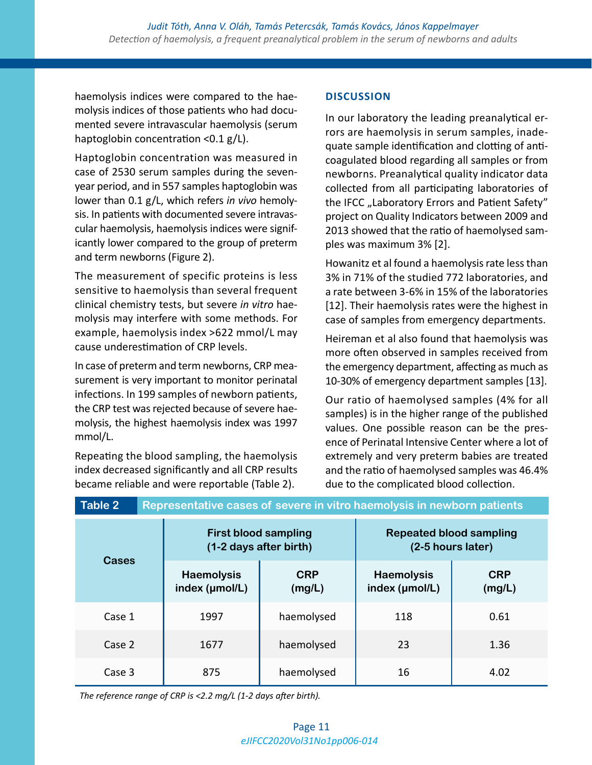haemolysis indices were compared to the haemolysis indices of those patients who had documented severe intravascular haemolysis (serum haptoglobin concentration <0.1 g/L).

Haptoglobin concentration was measured in case of 2530 serum samples during the seven-year period, and in 557 samples haptoglobin was lower than 0.1 g/L, which refers *in vivo* hemolysis. In patients with documented severe intravascular haemolysis, haemolysis indices were significantly lower compared to the group of preterm and term newborns (Figure 2).

The measurement of specific proteins is less sensitive to haemolysis than several frequent clinical chemistry tests, but severe *in vitro* haemolysis may interfere with some methods. For example, haemolysis index >622 mmol/L may cause underestimation of CRP levels.

In case of preterm and term newborns, CRP measurement is very important to monitor perinatal infections. In 199 samples of newborn patients, the CRP test was rejected because of severe haemolysis, the highest haemolysis index was 1997 mmol/L.

Repeating the blood sampling, the haemolysis index decreased significantly and all CRP results became reliable and were reportable (Table 2).

## DISCUSSION

In our laboratory the leading preanalytical errors are haemolysis in serum samples, inadequate sample identification and clotting of anticoagulated blood regarding all samples or from newborns. Preanalytical quality indicator data collected from all participating laboratories of the IFCC „Laboratory Errors and Patient Safety" project on Quality Indicators between 2009 and 2013 showed that the ratio of haemolysed samples was maximum 3% [2].

Howanitz et al found a haemolysis rate less than 3% in 71% of the studied 772 laboratories, and a rate between 3-6% in 15% of the laboratories [12]. Their haemolysis rates were the highest in case of samples from emergency departments.

Heireman et al also found that haemolysis was more often observed in samples received from the emergency department, affecting as much as 10-30% of emergency department samples [13].

Our ratio of haemolysed samples (4% for all samples) is in the higher range of the published values. One possible reason can be the presence of Perinatal Intensive Center where a lot of extremely and very preterm babies are treated and the ratio of haemolysed samples was 46.4% due to the complicated blood collection.

**Table 2** Representative cases of severe in vitro haemolysis in newborn patients

| Cases | First blood sampling (1-2 days after birth) | | Repeated blood sampling (2-5 hours later) | |
|---|---|---|---|---|
| | Haemolysis index (μmol/L) | CRP (mg/L) | Haemolysis index (μmol/L) | CRP (mg/L) |
| Case 1 | 1997 | haemolysed | 118 | 0.61 |
| Case 2 | 1677 | haemolysed | 23 | 1.36 |
| Case 3 | 875 | haemolysed | 16 | 4.02 |

*The reference range of CRP is <2.2 mg/L (1-2 days after birth).*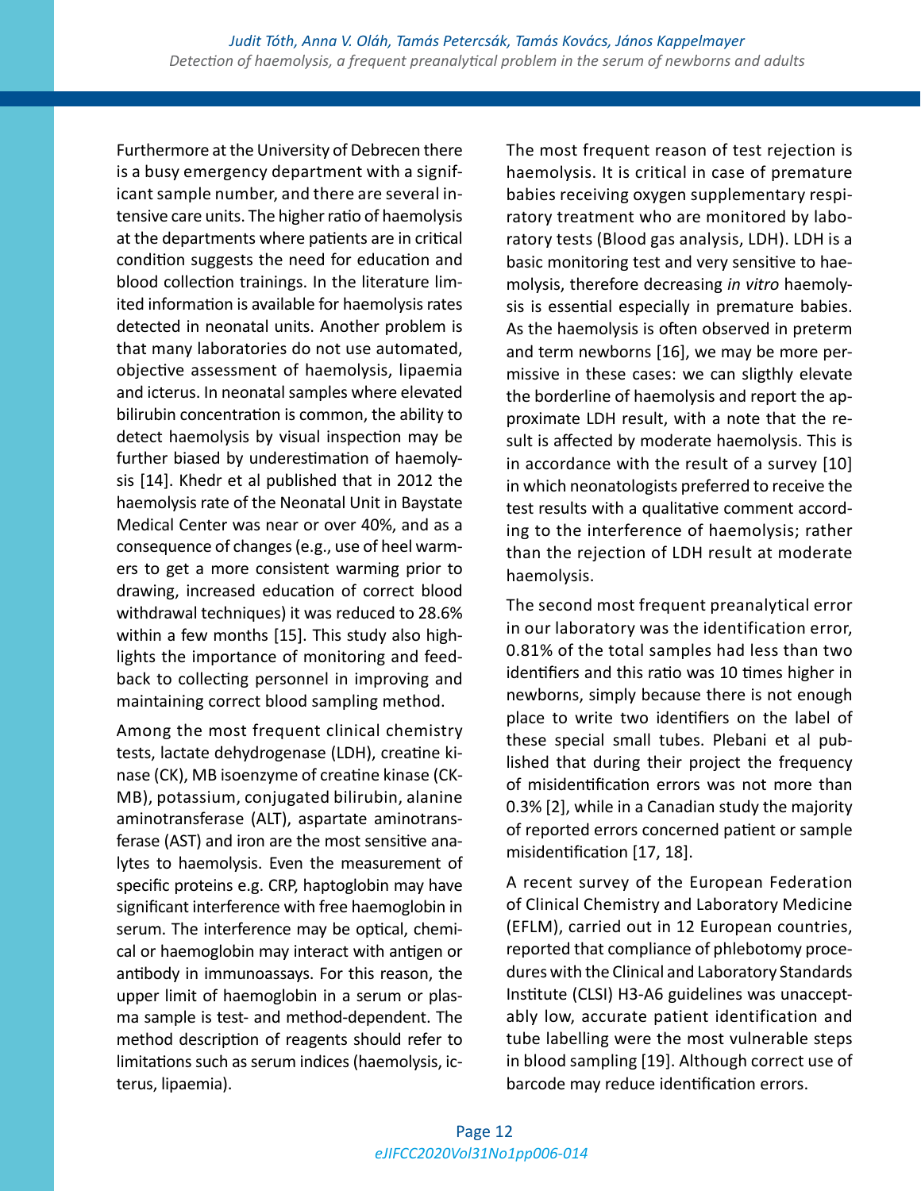Furthermore at the University of Debrecen there is a busy emergency department with a significant sample number, and there are several intensive care units. The higher ratio of haemolysis at the departments where patients are in critical condition suggests the need for education and blood collection trainings. In the literature limited information is available for haemolysis rates detected in neonatal units. Another problem is that many laboratories do not use automated, objective assessment of haemolysis, lipaemia and icterus. In neonatal samples where elevated bilirubin concentration is common, the ability to detect haemolysis by visual inspection may be further biased by underestimation of haemolysis [14]. Khedr et al published that in 2012 the haemolysis rate of the Neonatal Unit in Baystate Medical Center was near or over 40%, and as a consequence of changes (e.g., use of heel warmers to get a more consistent warming prior to drawing, increased education of correct blood withdrawal techniques) it was reduced to 28.6% within a few months [15]. This study also highlights the importance of monitoring and feedback to collecting personnel in improving and maintaining correct blood sampling method.

Among the most frequent clinical chemistry tests, lactate dehydrogenase (LDH), creatine kinase (CK), MB isoenzyme of creatine kinase (CK-MB), potassium, conjugated bilirubin, alanine aminotransferase (ALT), aspartate aminotransferase (AST) and iron are the most sensitive analytes to haemolysis. Even the measurement of specific proteins e.g. CRP, haptoglobin may have significant interference with free haemoglobin in serum. The interference may be optical, chemical or haemoglobin may interact with antigen or antibody in immunoassays. For this reason, the upper limit of haemoglobin in a serum or plasma sample is test- and method-dependent. The method description of reagents should refer to limitations such as serum indices (haemolysis, icterus, lipaemia).

The most frequent reason of test rejection is haemolysis. It is critical in case of premature babies receiving oxygen supplementary respiratory treatment who are monitored by laboratory tests (Blood gas analysis, LDH). LDH is a basic monitoring test and very sensitive to haemolysis, therefore decreasing *in vitro* haemolysis is essential especially in premature babies. As the haemolysis is often observed in preterm and term newborns [16], we may be more permissive in these cases: we can sligthly elevate the borderline of haemolysis and report the approximate LDH result, with a note that the result is affected by moderate haemolysis. This is in accordance with the result of a survey [10] in which neonatologists preferred to receive the test results with a qualitative comment according to the interference of haemolysis; rather than the rejection of LDH result at moderate haemolysis.

The second most frequent preanalytical error in our laboratory was the identification error, 0.81% of the total samples had less than two identifiers and this ratio was 10 times higher in newborns, simply because there is not enough place to write two identifiers on the label of these special small tubes. Plebani et al published that during their project the frequency of misidentification errors was not more than 0.3% [2], while in a Canadian study the majority of reported errors concerned patient or sample misidentification [17, 18].

A recent survey of the European Federation of Clinical Chemistry and Laboratory Medicine (EFLM), carried out in 12 European countries, reported that compliance of phlebotomy procedures with the Clinical and Laboratory Standards Institute (CLSI) H3-A6 guidelines was unacceptably low, accurate patient identification and tube labelling were the most vulnerable steps in blood sampling [19]. Although correct use of barcode may reduce identification errors.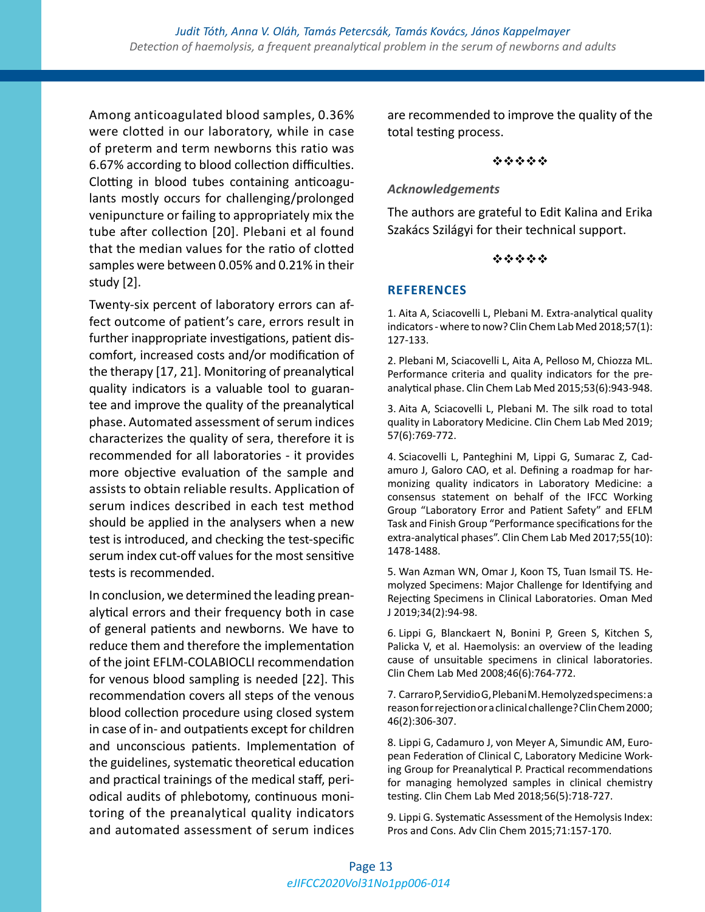Among anticoagulated blood samples, 0.36% were clotted in our laboratory, while in case of preterm and term newborns this ratio was 6.67% according to blood collection difficulties. Clotting in blood tubes containing anticoagulants mostly occurs for challenging/prolonged venipuncture or failing to appropriately mix the tube after collection [20]. Plebani et al found that the median values for the ratio of clotted samples were between 0.05% and 0.21% in their study [2].

Twenty-six percent of laboratory errors can affect outcome of patient's care, errors result in further inappropriate investigations, patient discomfort, increased costs and/or modification of the therapy [17, 21]. Monitoring of preanalytical quality indicators is a valuable tool to guarantee and improve the quality of the preanalytical phase. Automated assessment of serum indices characterizes the quality of sera, therefore it is recommended for all laboratories - it provides more objective evaluation of the sample and assists to obtain reliable results. Application of serum indices described in each test method should be applied in the analysers when a new test is introduced, and checking the test-specific serum index cut-off values for the most sensitive tests is recommended.

In conclusion, we determined the leading preanalytical errors and their frequency both in case of general patients and newborns. We have to reduce them and therefore the implementation of the joint EFLM-COLABIOCLI recommendation for venous blood sampling is needed [22]. This recommendation covers all steps of the venous blood collection procedure using closed system in case of in- and outpatients except for children and unconscious patients. Implementation of the guidelines, systematic theoretical education and practical trainings of the medical staff, periodical audits of phlebotomy, continuous monitoring of the preanalytical quality indicators and automated assessment of serum indices are recommended to improve the quality of the total testing process.

❖❖❖❖❖

***Acknowledgements***

The authors are grateful to Edit Kalina and Erika Szakács Szilágyi for their technical support.

❖❖❖❖❖

## REFERENCES

1. Aita A, Sciacovelli L, Plebani M. Extra-analytical quality indicators - where to now? Clin Chem Lab Med 2018;57(1): 127-133.

2. Plebani M, Sciacovelli L, Aita A, Pelloso M, Chiozza ML. Performance criteria and quality indicators for the preanalytical phase. Clin Chem Lab Med 2015;53(6):943-948.

3. Aita A, Sciacovelli L, Plebani M. The silk road to total quality in Laboratory Medicine. Clin Chem Lab Med 2019; 57(6):769-772.

4. Sciacovelli L, Panteghini M, Lippi G, Sumarac Z, Cadamuro J, Galoro CAO, et al. Defining a roadmap for harmonizing quality indicators in Laboratory Medicine: a consensus statement on behalf of the IFCC Working Group "Laboratory Error and Patient Safety" and EFLM Task and Finish Group "Performance specifications for the extra-analytical phases". Clin Chem Lab Med 2017;55(10): 1478-1488.

5. Wan Azman WN, Omar J, Koon TS, Tuan Ismail TS. Hemolyzed Specimens: Major Challenge for Identifying and Rejecting Specimens in Clinical Laboratories. Oman Med J 2019;34(2):94-98.

6. Lippi G, Blanckaert N, Bonini P, Green S, Kitchen S, Palicka V, et al. Haemolysis: an overview of the leading cause of unsuitable specimens in clinical laboratories. Clin Chem Lab Med 2008;46(6):764-772.

7. Carraro P, Servidio G, Plebani M. Hemolyzed specimens: a reason for rejection or a clinical challenge? Clin Chem 2000; 46(2):306-307.

8. Lippi G, Cadamuro J, von Meyer A, Simundic AM, European Federation of Clinical C, Laboratory Medicine Working Group for Preanalytical P. Practical recommendations for managing hemolyzed samples in clinical chemistry testing. Clin Chem Lab Med 2018;56(5):718-727.

9. Lippi G. Systematic Assessment of the Hemolysis Index: Pros and Cons. Adv Clin Chem 2015;71:157-170.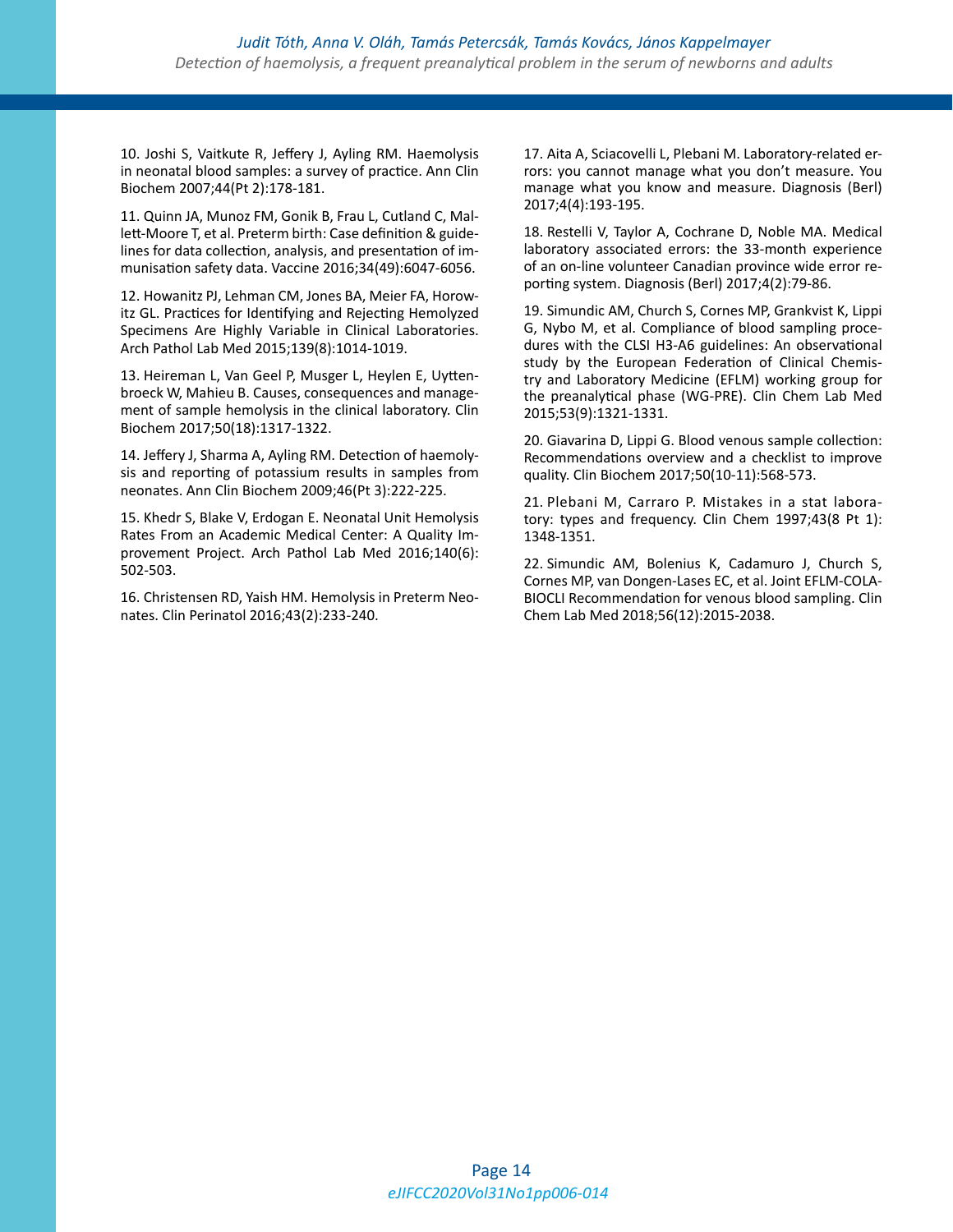10. Joshi S, Vaitkute R, Jeffery J, Ayling RM. Haemolysis in neonatal blood samples: a survey of practice. Ann Clin Biochem 2007;44(Pt 2):178-181.

11. Quinn JA, Munoz FM, Gonik B, Frau L, Cutland C, Mallett-Moore T, et al. Preterm birth: Case definition & guidelines for data collection, analysis, and presentation of immunisation safety data. Vaccine 2016;34(49):6047-6056.

12. Howanitz PJ, Lehman CM, Jones BA, Meier FA, Horowitz GL. Practices for Identifying and Rejecting Hemolyzed Specimens Are Highly Variable in Clinical Laboratories. Arch Pathol Lab Med 2015;139(8):1014-1019.

13. Heireman L, Van Geel P, Musger L, Heylen E, Uyttenbroeck W, Mahieu B. Causes, consequences and management of sample hemolysis in the clinical laboratory. Clin Biochem 2017;50(18):1317-1322.

14. Jeffery J, Sharma A, Ayling RM. Detection of haemolysis and reporting of potassium results in samples from neonates. Ann Clin Biochem 2009;46(Pt 3):222-225.

15. Khedr S, Blake V, Erdogan E. Neonatal Unit Hemolysis Rates From an Academic Medical Center: A Quality Improvement Project. Arch Pathol Lab Med 2016;140(6): 502-503.

16. Christensen RD, Yaish HM. Hemolysis in Preterm Neonates. Clin Perinatol 2016;43(2):233-240.

17. Aita A, Sciacovelli L, Plebani M. Laboratory-related errors: you cannot manage what you don't measure. You manage what you know and measure. Diagnosis (Berl) 2017;4(4):193-195.

18. Restelli V, Taylor A, Cochrane D, Noble MA. Medical laboratory associated errors: the 33-month experience of an on-line volunteer Canadian province wide error reporting system. Diagnosis (Berl) 2017;4(2):79-86.

19. Simundic AM, Church S, Cornes MP, Grankvist K, Lippi G, Nybo M, et al. Compliance of blood sampling procedures with the CLSI H3-A6 guidelines: An observational study by the European Federation of Clinical Chemistry and Laboratory Medicine (EFLM) working group for the preanalytical phase (WG-PRE). Clin Chem Lab Med 2015;53(9):1321-1331.

20. Giavarina D, Lippi G. Blood venous sample collection: Recommendations overview and a checklist to improve quality. Clin Biochem 2017;50(10-11):568-573.

21. Plebani M, Carraro P. Mistakes in a stat laboratory: types and frequency. Clin Chem 1997;43(8 Pt 1): 1348-1351.

22. Simundic AM, Bolenius K, Cadamuro J, Church S, Cornes MP, van Dongen-Lases EC, et al. Joint EFLM-COLABIOCLI Recommendation for venous blood sampling. Clin Chem Lab Med 2018;56(12):2015-2038.